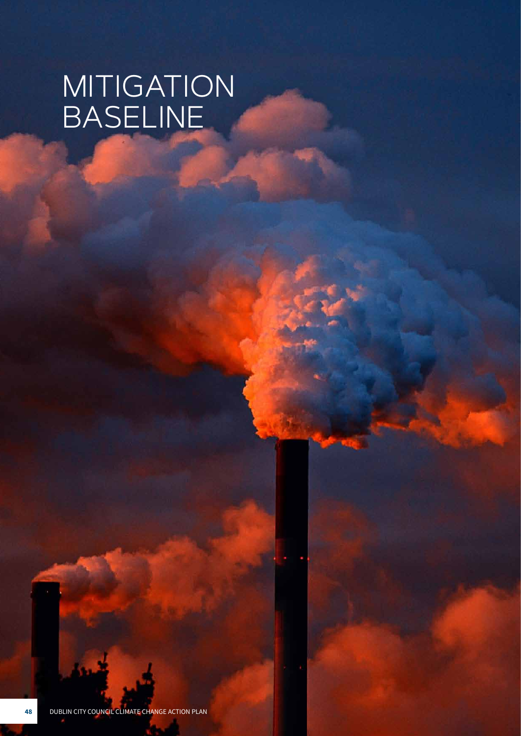# MITIGATION BASELINE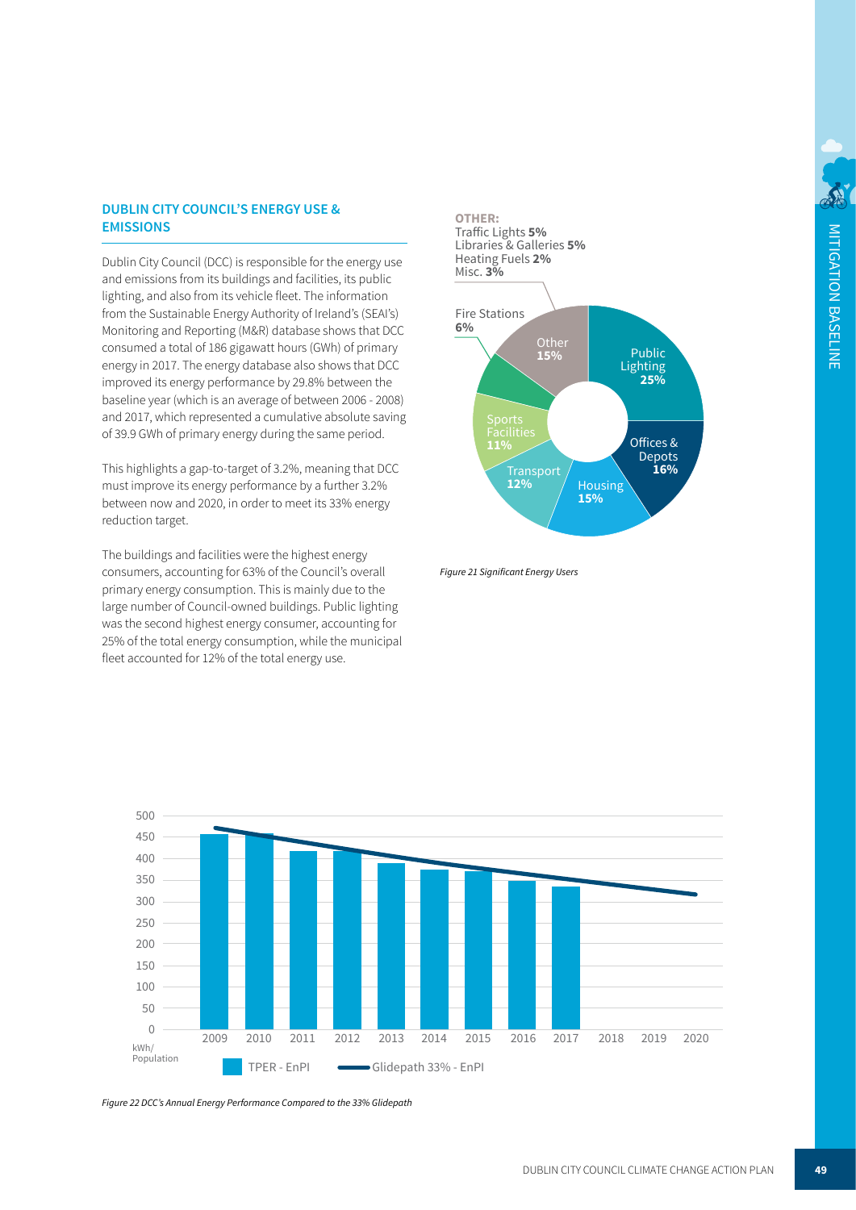## DUBLIN CITY COUNCIL'S ENERGY USE & EMISSIONS

Dublin City Council (DCC) is responsible for the energy use and emissions from its buildings and facilities, its public lighting, and also from its vehicle fleet. The information from the Sustainable Energy Authority of Ireland's (SEAI's) Monitoring and Reporting (M&R) database shows that DCC consumed a total of 186 gigawatt hours (GWh) of primary energy in 2017. The energy database also shows that DCC improved its energy performance by 29.8% between the baseline year (which is an average of between 2006 - 2008) and 2017, which represented a cumulative absolute saving of 39.9 GWh of primary energy during the same period.

This highlights a gap-to-target of 3.2%, meaning that DCC must improve its energy performance by a further 3.2% between now and 2020, in order to meet its 33% energy reduction target.

The buildings and facilities were the highest energy consumers, accounting for 63% of the Council's overall primary energy consumption. This is mainly due to the large number of Council-owned buildings. Public lighting was the second highest energy consumer, accounting for 25% of the total energy consumption, while the municipal fleet accounted for 12% of the total energy use.

**OTHER:**
Traffic Lights **5%**
Libraries & Galleries **5%**
Heating Fuels **2%**
Misc. **3%**

| Category | Share |
|---|---|
| Public Lighting | 25% |
| Offices & Depots | 16% |
| Housing | 15% |
| Transport | 12% |
| Sports Facilities | 11% |
| Fire Stations | 6% |
| Other | 15% |

*Figure 21 Significant Energy Users*

| Year | TPER - EnPI (kWh/Population, approx.) |
|---|---|
| 2009 | 455 |
| 2010 | 458 |
| 2011 | 418 |
| 2012 | 418 |
| 2013 | 390 |
| 2014 | 375 |
| 2015 | 372 |
| 2016 | 348 |
| 2017 | 335 |
| 2018 | |
| 2019 | |
| 2020 | |

Legend: TPER - EnPI; Glidepath 33% - EnPI

*Figure 22 DCC's Annual Energy Performance Compared to the 33% Glidepath*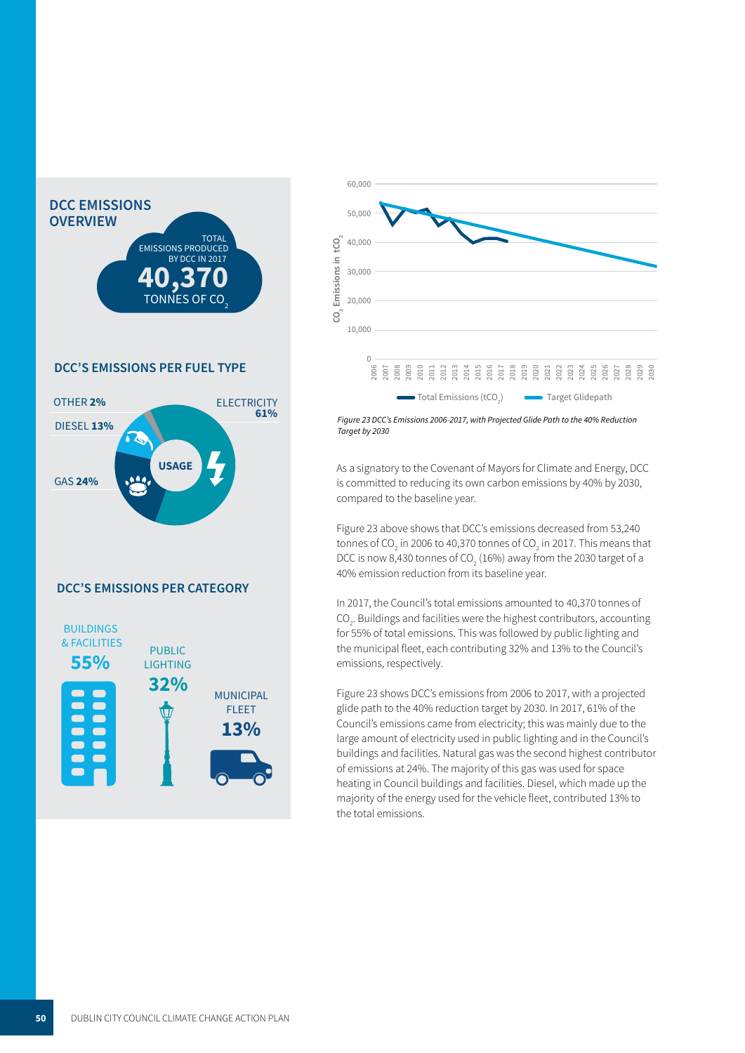## DCC EMISSIONS OVERVIEW

TOTAL EMISSIONS PRODUCED BY DCC IN 2017

**40,370**

TONNES OF $CO_2$

## DCC'S EMISSIONS PER FUEL TYPE

- OTHER **2%**
- DIESEL **13%**
- GAS **24%**
- ELECTRICITY **61%**

USAGE

## DCC'S EMISSIONS PER CATEGORY

- BUILDINGS & FACILITIES **55%**
- PUBLIC LIGHTING **32%**
- MUNICIPAL FLEET **13%**

*Figure 23 DCC's Emissions 2006-2017, with Projected Glide Path to the 40% Reduction Target by 2030*

As a signatory to the Covenant of Mayors for Climate and Energy, DCC is committed to reducing its own carbon emissions by 40% by 2030, compared to the baseline year.

Figure 23 above shows that DCC's emissions decreased from 53,240 tonnes of $CO_2$ in 2006 to 40,370 tonnes of $CO_2$ in 2017. This means that DCC is now 8,430 tonnes of $CO_2$ (16%) away from the 2030 target of a 40% emission reduction from its baseline year.

In 2017, the Council's total emissions amounted to 40,370 tonnes of $CO_2$. Buildings and facilities were the highest contributors, accounting for 55% of total emissions. This was followed by public lighting and the municipal fleet, each contributing 32% and 13% to the Council's emissions, respectively.

Figure 23 shows DCC's emissions from 2006 to 2017, with a projected glide path to the 40% reduction target by 2030. In 2017, 61% of the Council's emissions came from electricity; this was mainly due to the large amount of electricity used in public lighting and in the Council's buildings and facilities. Natural gas was the second highest contributor of emissions at 24%. The majority of this gas was used for space heating in Council buildings and facilities. Diesel, which made up the majority of the energy used for the vehicle fleet, contributed 13% to the total emissions.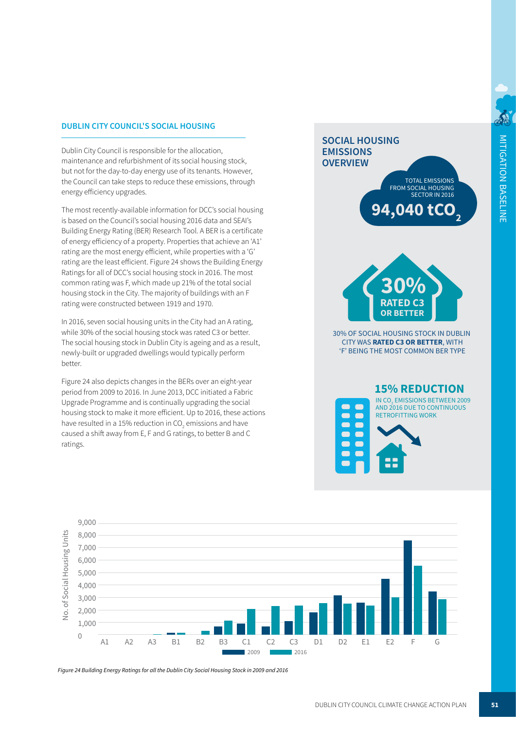## DUBLIN CITY COUNCIL'S SOCIAL HOUSING

Dublin City Council is responsible for the allocation, maintenance and refurbishment of its social housing stock, but not for the day-to-day energy use of its tenants. However, the Council can take steps to reduce these emissions, through energy efficiency upgrades.

The most recently-available information for DCC's social housing is based on the Council's social housing 2016 data and SEAI's Building Energy Rating (BER) Research Tool. A BER is a certificate of energy efficiency of a property. Properties that achieve an 'A1' rating are the most energy efficient, while properties with a 'G' rating are the least efficient. Figure 24 shows the Building Energy Ratings for all of DCC's social housing stock in 2016. The most common rating was F, which made up 21% of the total social housing stock in the City. The majority of buildings with an F rating were constructed between 1919 and 1970.

In 2016, seven social housing units in the City had an A rating, while 30% of the social housing stock was rated C3 or better. The social housing stock in Dublin City is ageing and as a result, newly-built or upgraded dwellings would typically perform better.

Figure 24 also depicts changes in the BERs over an eight-year period from 2009 to 2016. In June 2013, DCC initiated a Fabric Upgrade Programme and is continually upgrading the social housing stock to make it more efficient. Up to 2016, these actions have resulted in a 15% reduction in $CO_2$ emissions and have caused a shift away from E, F and G ratings, to better B and C ratings.

## SOCIAL HOUSING EMISSIONS OVERVIEW

TOTAL EMISSIONS FROM SOCIAL HOUSING SECTOR IN 2016

**94,040 $tCO_2$**

**30% RATED C3 OR BETTER**

30% OF SOCIAL HOUSING STOCK IN DUBLIN CITY WAS **RATED C3 OR BETTER**, WITH 'F' BEING THE MOST COMMON BER TYPE

**15% REDUCTION**

IN $CO_2$ EMISSIONS BETWEEN 2009 AND 2016 DUE TO CONTINUOUS RETROFITTING WORK

*Figure 24 Building Energy Ratings for all the Dublin City Social Housing Stock in 2009 and 2016*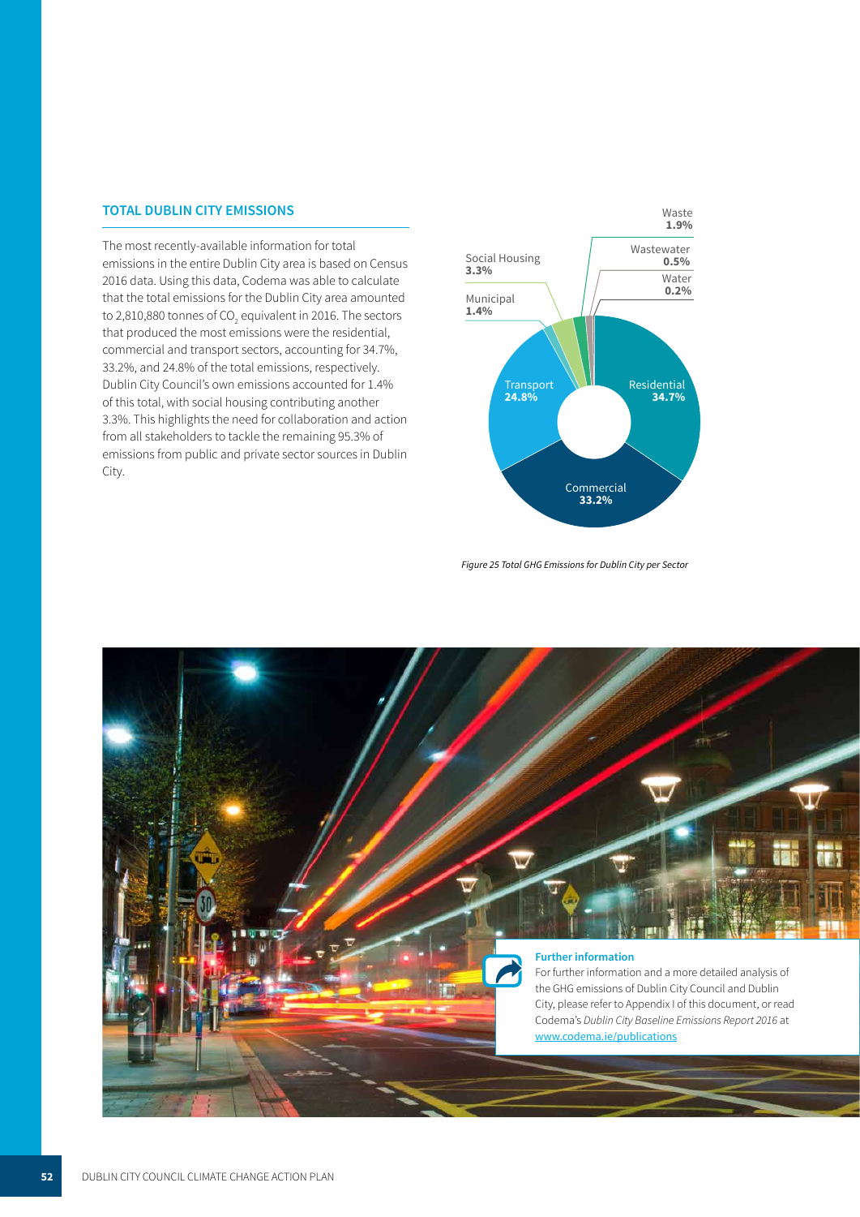## TOTAL DUBLIN CITY EMISSIONS

The most recently-available information for total emissions in the entire Dublin City area is based on Census 2016 data. Using this data, Codema was able to calculate that the total emissions for the Dublin City area amounted to 2,810,880 tonnes of $CO_2$ equivalent in 2016. The sectors that produced the most emissions were the residential, commercial and transport sectors, accounting for 34.7%, 33.2%, and 24.8% of the total emissions, respectively. Dublin City Council's own emissions accounted for 1.4% of this total, with social housing contributing another 3.3%. This highlights the need for collaboration and action from all stakeholders to tackle the remaining 95.3% of emissions from public and private sector sources in Dublin City.

Waste
**1.9%**

Wastewater
**0.5%**

Water
**0.2%**

Social Housing
**3.3%**

Municipal
**1.4%**

Transport
**24.8%**

Residential
**34.7%**

Commercial
**33.2%**

*Figure 25 Total GHG Emissions for Dublin City per Sector*

**Further information**

For further information and a more detailed analysis of the GHG emissions of Dublin City Council and Dublin City, please refer to Appendix I of this document, or read Codema's *Dublin City Baseline Emissions Report 2016* at www.codema.ie/publications